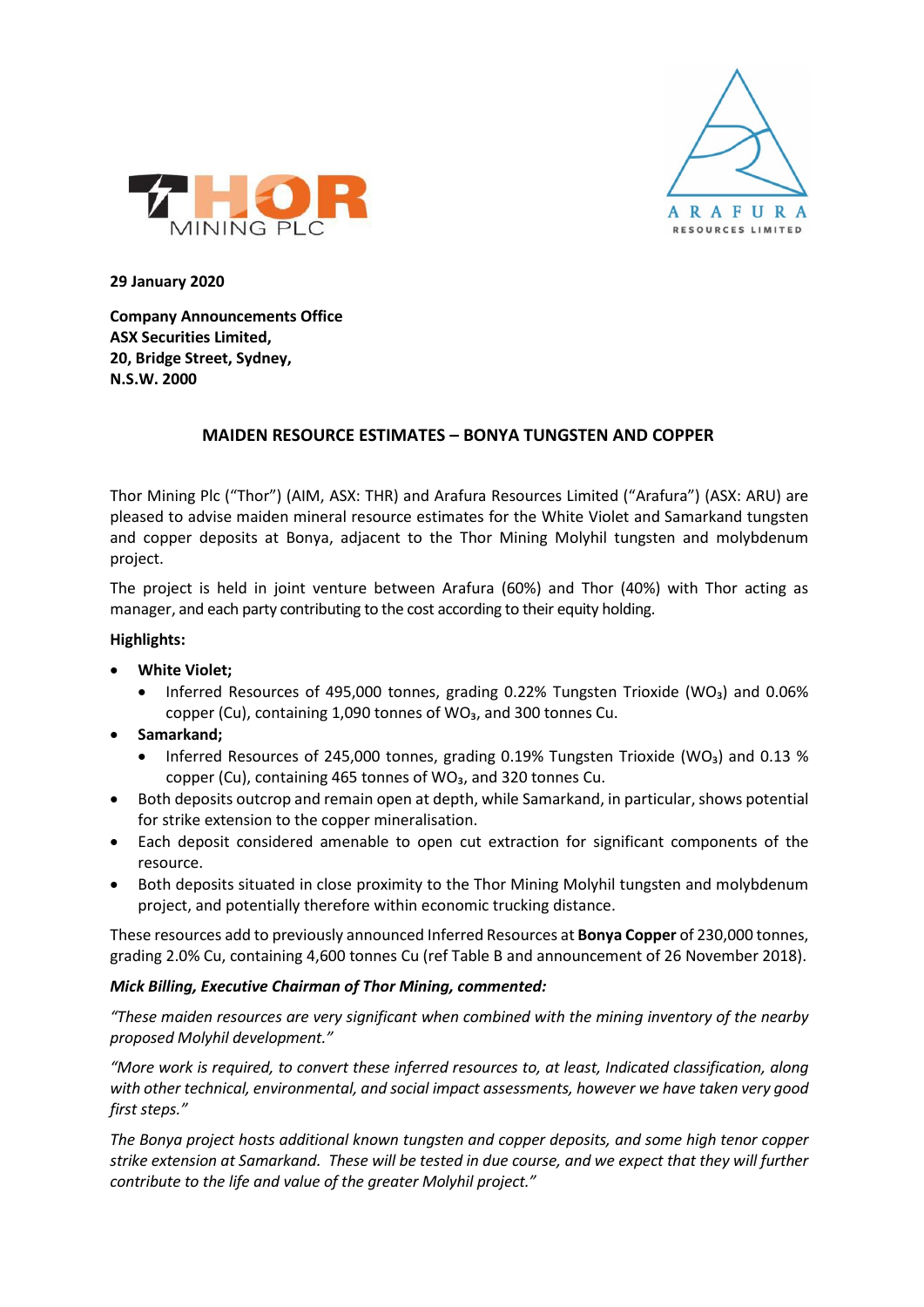**29 January 2020**

**Company Announcements Office**
**ASX Securities Limited,**
**20, Bridge Street, Sydney,**
**N.S.W. 2000**

## MAIDEN RESOURCE ESTIMATES – BONYA TUNGSTEN AND COPPER

Thor Mining Plc ("Thor") (AIM, ASX: THR) and Arafura Resources Limited ("Arafura") (ASX: ARU) are pleased to advise maiden mineral resource estimates for the White Violet and Samarkand tungsten and copper deposits at Bonya, adjacent to the Thor Mining Molyhil tungsten and molybdenum project.

The project is held in joint venture between Arafura (60%) and Thor (40%) with Thor acting as manager, and each party contributing to the cost according to their equity holding.

**Highlights:**

- **White Violet;**
  - Inferred Resources of 495,000 tonnes, grading 0.22% Tungsten Trioxide ($WO_3$) and 0.06% copper (Cu), containing 1,090 tonnes of $WO_3$, and 300 tonnes Cu.
- **Samarkand;**
  - Inferred Resources of 245,000 tonnes, grading 0.19% Tungsten Trioxide ($WO_3$) and 0.13 % copper (Cu), containing 465 tonnes of $WO_3$, and 320 tonnes Cu.
- Both deposits outcrop and remain open at depth, while Samarkand, in particular, shows potential for strike extension to the copper mineralisation.
- Each deposit considered amenable to open cut extraction for significant components of the resource.
- Both deposits situated in close proximity to the Thor Mining Molyhil tungsten and molybdenum project, and potentially therefore within economic trucking distance.

These resources add to previously announced Inferred Resources at **Bonya Copper** of 230,000 tonnes, grading 2.0% Cu, containing 4,600 tonnes Cu (ref Table B and announcement of 26 November 2018).

***Mick Billing, Executive Chairman of Thor Mining, commented:***

*"These maiden resources are very significant when combined with the mining inventory of the nearby proposed Molyhil development."*

*"More work is required, to convert these inferred resources to, at least, Indicated classification, along with other technical, environmental, and social impact assessments, however we have taken very good first steps."*

*The Bonya project hosts additional known tungsten and copper deposits, and some high tenor copper strike extension at Samarkand. These will be tested in due course, and we expect that they will further contribute to the life and value of the greater Molyhil project."*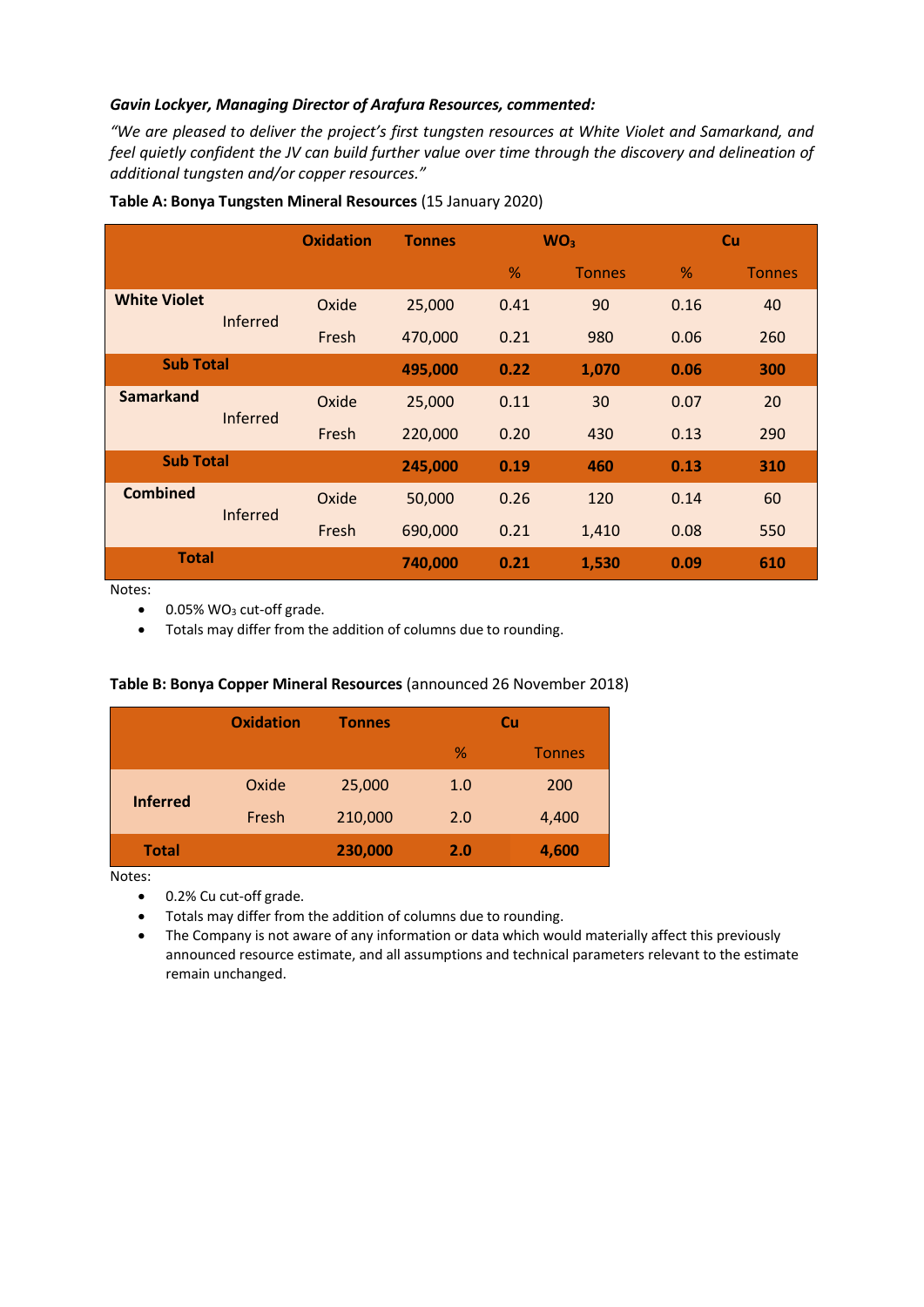***Gavin Lockyer, Managing Director of Arafura Resources, commented:***

*"We are pleased to deliver the project's first tungsten resources at White Violet and Samarkand, and feel quietly confident the JV can build further value over time through the discovery and delineation of additional tungsten and/or copper resources."*

**Table A: Bonya Tungsten Mineral Resources** (15 January 2020)

| | | Oxidation | Tonnes | $WO_3$ | | Cu | |
|---|---|---|---|---|---|---|---|
| | | | | % | Tonnes | % | Tonnes |
| **White Violet** | Inferred | Oxide | 25,000 | 0.41 | 90 | 0.16 | 40 |
| | | Fresh | 470,000 | 0.21 | 980 | 0.06 | 260 |
| **Sub Total** | | | **495,000** | **0.22** | **1,070** | **0.06** | **300** |
| **Samarkand** | Inferred | Oxide | 25,000 | 0.11 | 30 | 0.07 | 20 |
| | | Fresh | 220,000 | 0.20 | 430 | 0.13 | 290 |
| **Sub Total** | | | **245,000** | **0.19** | **460** | **0.13** | **310** |
| **Combined** | Inferred | Oxide | 50,000 | 0.26 | 120 | 0.14 | 60 |
| | | Fresh | 690,000 | 0.21 | 1,410 | 0.08 | 550 |
| **Total** | | | **740,000** | **0.21** | **1,530** | **0.09** | **610** |

Notes:

- 0.05% $WO_3$ cut-off grade.
- Totals may differ from the addition of columns due to rounding.

**Table B: Bonya Copper Mineral Resources** (announced 26 November 2018)

| | Oxidation | Tonnes | Cu | |
|---|---|---|---|---|
| | | | % | Tonnes |
| **Inferred** | Oxide | 25,000 | 1.0 | 200 |
| | Fresh | 210,000 | 2.0 | 4,400 |
| **Total** | | **230,000** | **2.0** | **4,600** |

Notes:

- 0.2% Cu cut-off grade.
- Totals may differ from the addition of columns due to rounding.
- The Company is not aware of any information or data which would materially affect this previously announced resource estimate, and all assumptions and technical parameters relevant to the estimate remain unchanged.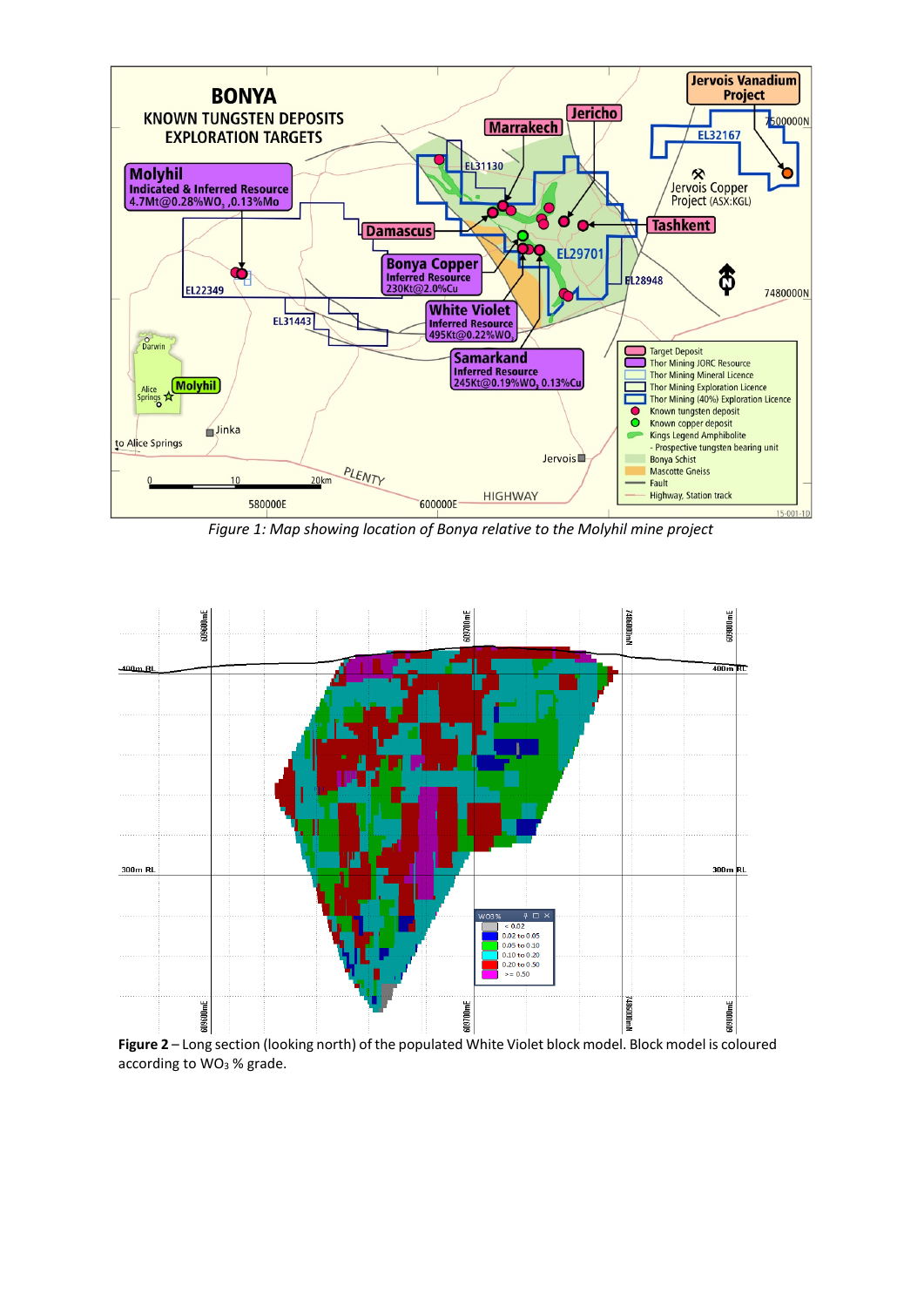*Figure 1: Map showing location of Bonya relative to the Molyhil mine project*

**Figure 2** – Long section (looking north) of the populated White Violet block model. Block model is coloured according to $WO_3$ % grade.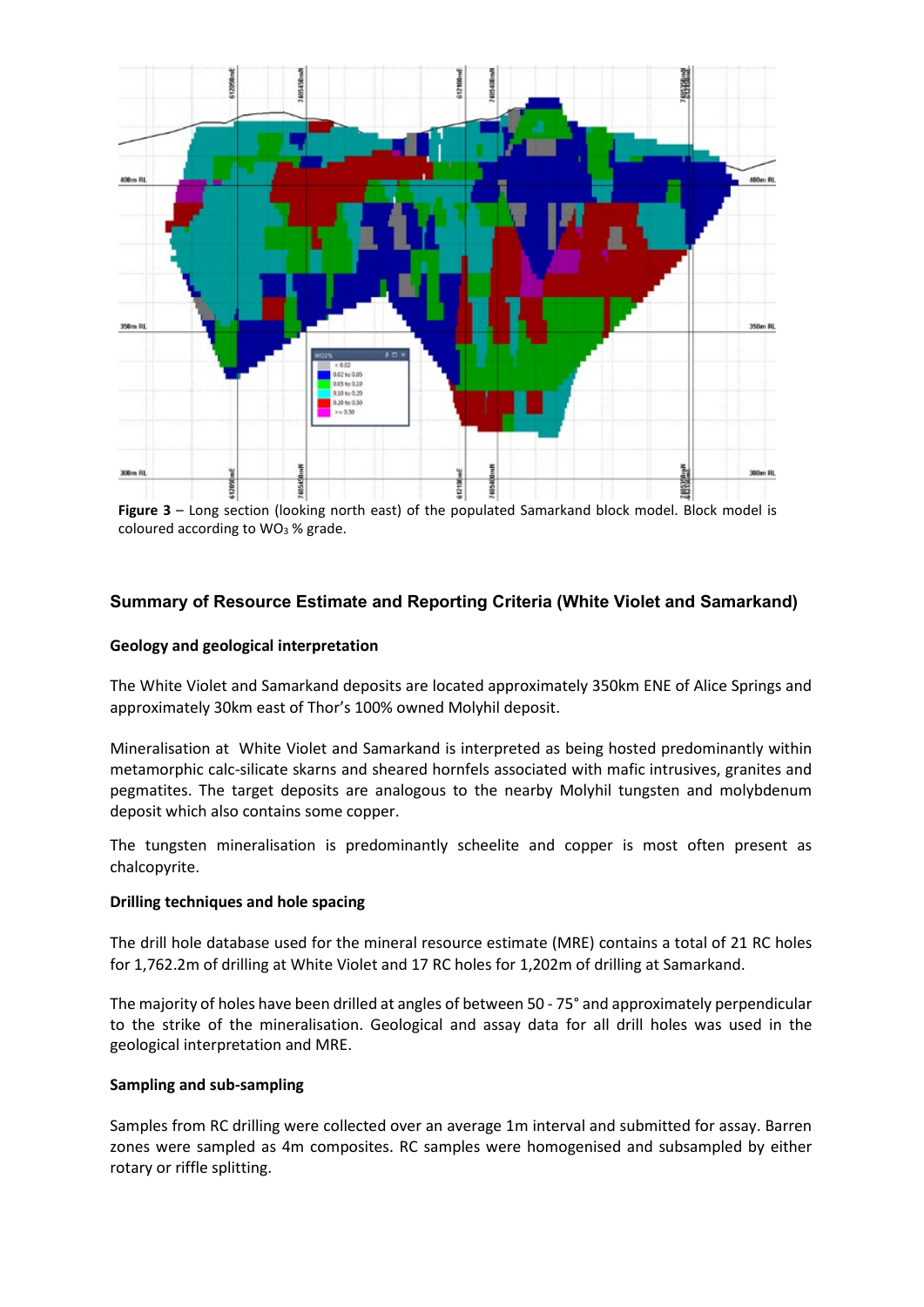**Figure 3** – Long section (looking north east) of the populated Samarkand block model. Block model is coloured according to $WO_3$ % grade.

## Summary of Resource Estimate and Reporting Criteria (White Violet and Samarkand)

### Geology and geological interpretation

The White Violet and Samarkand deposits are located approximately 350km ENE of Alice Springs and approximately 30km east of Thor's 100% owned Molyhil deposit.

Mineralisation at White Violet and Samarkand is interpreted as being hosted predominantly within metamorphic calc-silicate skarns and sheared hornfels associated with mafic intrusives, granites and pegmatites. The target deposits are analogous to the nearby Molyhil tungsten and molybdenum deposit which also contains some copper.

The tungsten mineralisation is predominantly scheelite and copper is most often present as chalcopyrite.

### Drilling techniques and hole spacing

The drill hole database used for the mineral resource estimate (MRE) contains a total of 21 RC holes for 1,762.2m of drilling at White Violet and 17 RC holes for 1,202m of drilling at Samarkand.

The majority of holes have been drilled at angles of between 50 - 75° and approximately perpendicular to the strike of the mineralisation. Geological and assay data for all drill holes was used in the geological interpretation and MRE.

### Sampling and sub-sampling

Samples from RC drilling were collected over an average 1m interval and submitted for assay. Barren zones were sampled as 4m composites. RC samples were homogenised and subsampled by either rotary or riffle splitting.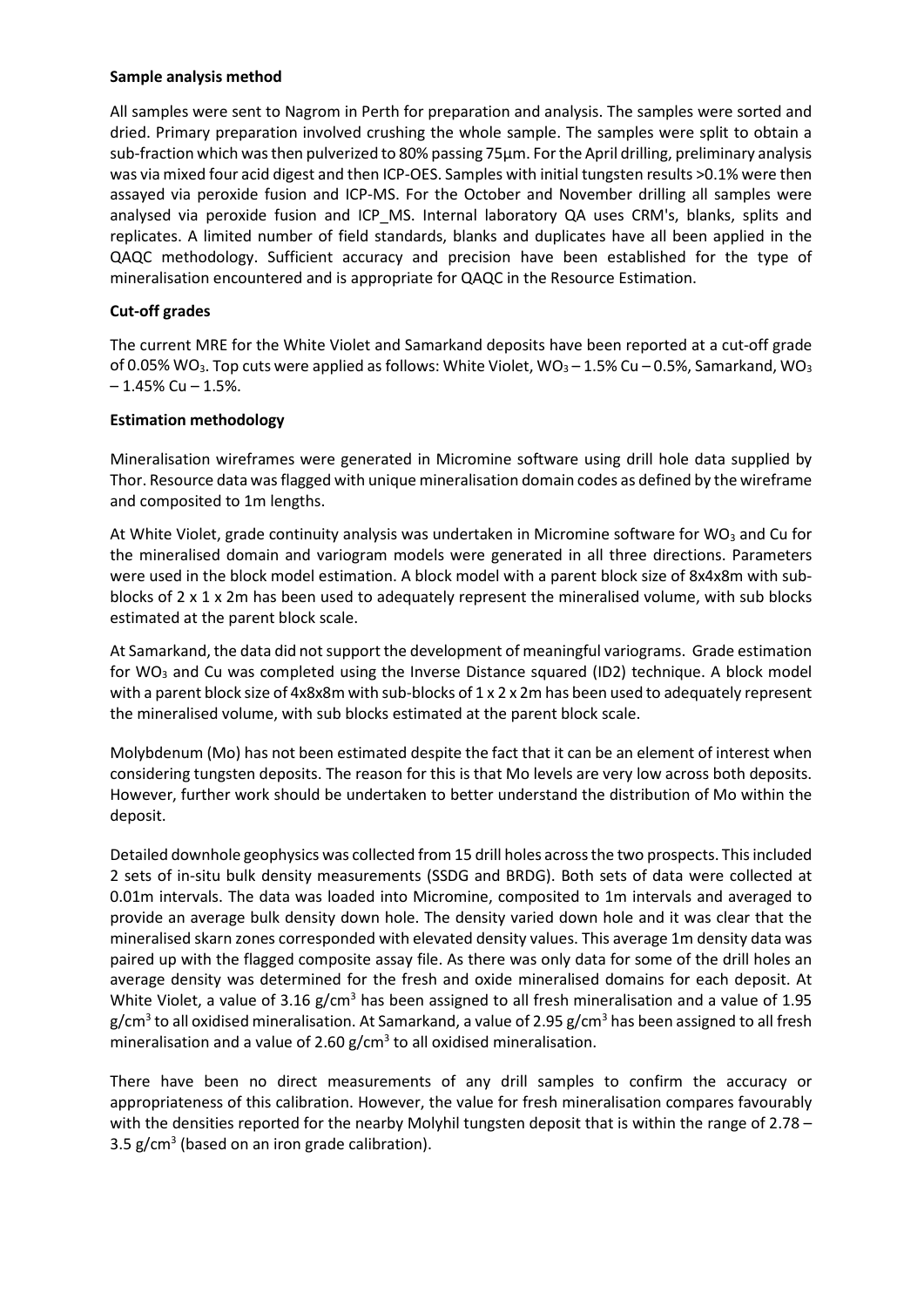**Sample analysis method**

All samples were sent to Nagrom in Perth for preparation and analysis. The samples were sorted and dried. Primary preparation involved crushing the whole sample. The samples were split to obtain a sub-fraction which was then pulverized to 80% passing 75µm. For the April drilling, preliminary analysis was via mixed four acid digest and then ICP-OES. Samples with initial tungsten results >0.1% were then assayed via peroxide fusion and ICP-MS. For the October and November drilling all samples were analysed via peroxide fusion and ICP_MS. Internal laboratory QA uses CRM's, blanks, splits and replicates. A limited number of field standards, blanks and duplicates have all been applied in the QAQC methodology. Sufficient accuracy and precision have been established for the type of mineralisation encountered and is appropriate for QAQC in the Resource Estimation.

**Cut-off grades**

The current MRE for the White Violet and Samarkand deposits have been reported at a cut-off grade of 0.05% $WO_3$. Top cuts were applied as follows: White Violet, $WO_3$ – 1.5% Cu – 0.5%, Samarkand, $WO_3$ – 1.45% Cu – 1.5%.

**Estimation methodology**

Mineralisation wireframes were generated in Micromine software using drill hole data supplied by Thor. Resource data was flagged with unique mineralisation domain codes as defined by the wireframe and composited to 1m lengths.

At White Violet, grade continuity analysis was undertaken in Micromine software for $WO_3$ and Cu for the mineralised domain and variogram models were generated in all three directions. Parameters were used in the block model estimation. A block model with a parent block size of 8x4x8m with sub-blocks of 2 x 1 x 2m has been used to adequately represent the mineralised volume, with sub blocks estimated at the parent block scale.

At Samarkand, the data did not support the development of meaningful variograms. Grade estimation for $WO_3$ and Cu was completed using the Inverse Distance squared (ID2) technique. A block model with a parent block size of 4x8x8m with sub-blocks of 1 x 2 x 2m has been used to adequately represent the mineralised volume, with sub blocks estimated at the parent block scale.

Molybdenum (Mo) has not been estimated despite the fact that it can be an element of interest when considering tungsten deposits. The reason for this is that Mo levels are very low across both deposits. However, further work should be undertaken to better understand the distribution of Mo within the deposit.

Detailed downhole geophysics was collected from 15 drill holes across the two prospects. This included 2 sets of in-situ bulk density measurements (SSDG and BRDG). Both sets of data were collected at 0.01m intervals. The data was loaded into Micromine, composited to 1m intervals and averaged to provide an average bulk density down hole. The density varied down hole and it was clear that the mineralised skarn zones corresponded with elevated density values. This average 1m density data was paired up with the flagged composite assay file. As there was only data for some of the drill holes an average density was determined for the fresh and oxide mineralised domains for each deposit. At White Violet, a value of 3.16 $g/cm^3$ has been assigned to all fresh mineralisation and a value of 1.95 $g/cm^3$ to all oxidised mineralisation. At Samarkand, a value of 2.95 $g/cm^3$ has been assigned to all fresh mineralisation and a value of 2.60 $g/cm^3$ to all oxidised mineralisation.

There have been no direct measurements of any drill samples to confirm the accuracy or appropriateness of this calibration. However, the value for fresh mineralisation compares favourably with the densities reported for the nearby Molyhil tungsten deposit that is within the range of 2.78 – 3.5 $g/cm^3$ (based on an iron grade calibration).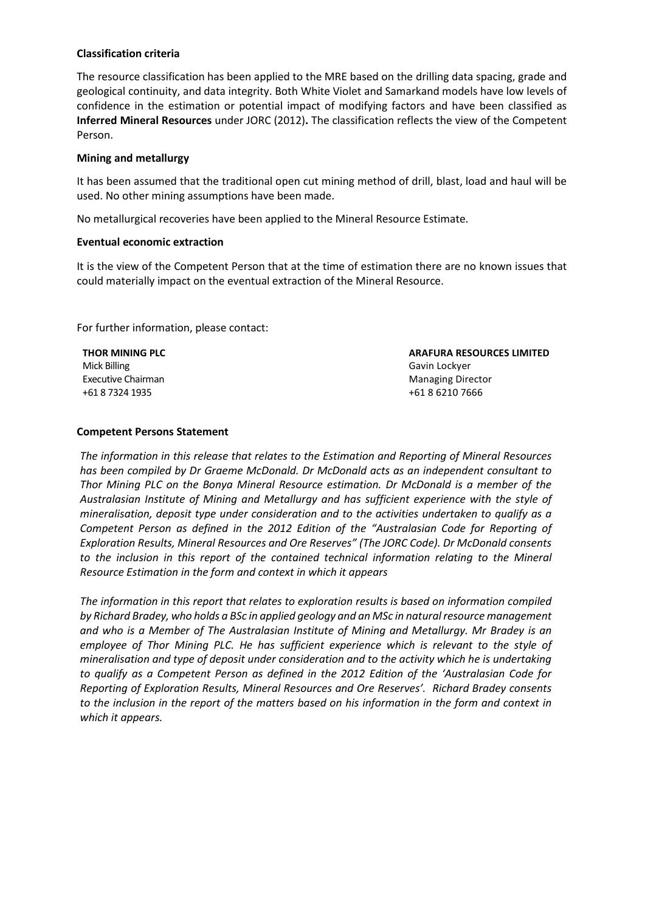**Classification criteria**

The resource classification has been applied to the MRE based on the drilling data spacing, grade and geological continuity, and data integrity. Both White Violet and Samarkand models have low levels of confidence in the estimation or potential impact of modifying factors and have been classified as **Inferred Mineral Resources** under JORC (2012)**.** The classification reflects the view of the Competent Person.

**Mining and metallurgy**

It has been assumed that the traditional open cut mining method of drill, blast, load and haul will be used. No other mining assumptions have been made.

No metallurgical recoveries have been applied to the Mineral Resource Estimate.

**Eventual economic extraction**

It is the view of the Competent Person that at the time of estimation there are no known issues that could materially impact on the eventual extraction of the Mineral Resource.

For further information, please contact:

**THOR MINING PLC**
Mick Billing
Executive Chairman
+61 8 7324 1935

**ARAFURA RESOURCES LIMITED**
Gavin Lockyer
Managing Director
+61 8 6210 7666

**Competent Persons Statement**

*The information in this release that relates to the Estimation and Reporting of Mineral Resources has been compiled by Dr Graeme McDonald. Dr McDonald acts as an independent consultant to Thor Mining PLC on the Bonya Mineral Resource estimation. Dr McDonald is a member of the Australasian Institute of Mining and Metallurgy and has sufficient experience with the style of mineralisation, deposit type under consideration and to the activities undertaken to qualify as a Competent Person as defined in the 2012 Edition of the "Australasian Code for Reporting of Exploration Results, Mineral Resources and Ore Reserves" (The JORC Code). Dr McDonald consents to the inclusion in this report of the contained technical information relating to the Mineral Resource Estimation in the form and context in which it appears*

*The information in this report that relates to exploration results is based on information compiled by Richard Bradey, who holds a BSc in applied geology and an MSc in natural resource management and who is a Member of The Australasian Institute of Mining and Metallurgy. Mr Bradey is an employee of Thor Mining PLC. He has sufficient experience which is relevant to the style of mineralisation and type of deposit under consideration and to the activity which he is undertaking to qualify as a Competent Person as defined in the 2012 Edition of the 'Australasian Code for Reporting of Exploration Results, Mineral Resources and Ore Reserves'. Richard Bradey consents to the inclusion in the report of the matters based on his information in the form and context in which it appears.*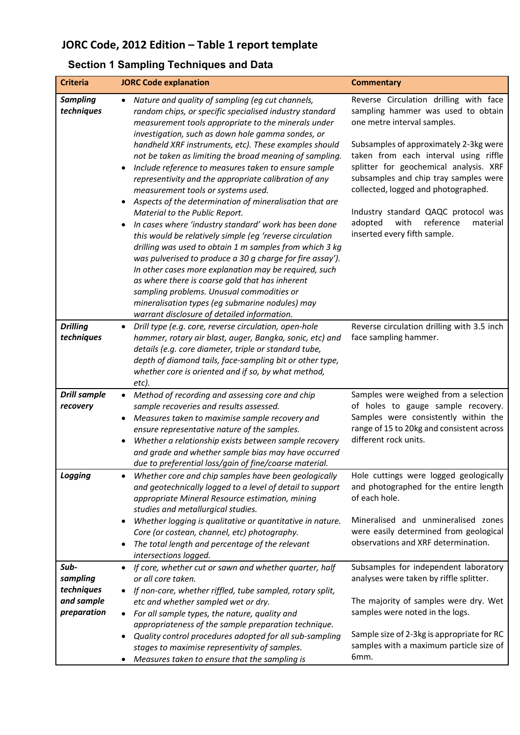# JORC Code, 2012 Edition – Table 1 report template

## Section 1 Sampling Techniques and Data

| Criteria | JORC Code explanation | Commentary |
|---|---|---|
| ***Sampling techniques*** | • *Nature and quality of sampling (eg cut channels, random chips, or specific specialised industry standard measurement tools appropriate to the minerals under investigation, such as down hole gamma sondes, or handheld XRF instruments, etc). These examples should not be taken as limiting the broad meaning of sampling.* <br> • *Include reference to measures taken to ensure sample representivity and the appropriate calibration of any measurement tools or systems used.* <br> • *Aspects of the determination of mineralisation that are Material to the Public Report.* <br> • *In cases where 'industry standard' work has been done this would be relatively simple (eg 'reverse circulation drilling was used to obtain 1 m samples from which 3 kg was pulverised to produce a 30 g charge for fire assay'). In other cases more explanation may be required, such as where there is coarse gold that has inherent sampling problems. Unusual commodities or mineralisation types (eg submarine nodules) may warrant disclosure of detailed information.* | Reverse Circulation drilling with face sampling hammer was used to obtain one metre interval samples. <br><br> Subsamples of approximately 2-3kg were taken from each interval using riffle splitter for geochemical analysis. XRF subsamples and chip tray samples were collected, logged and photographed. <br><br> Industry standard QAQC protocol was adopted with reference material inserted every fifth sample. |
| ***Drilling techniques*** | • *Drill type (e.g. core, reverse circulation, open-hole hammer, rotary air blast, auger, Bangka, sonic, etc) and details (e.g. core diameter, triple or standard tube, depth of diamond tails, face-sampling bit or other type, whether core is oriented and if so, by what method, etc).* | Reverse circulation drilling with 3.5 inch face sampling hammer. |
| ***Drill sample recovery*** | • *Method of recording and assessing core and chip sample recoveries and results assessed.* <br> • *Measures taken to maximise sample recovery and ensure representative nature of the samples.* <br> • *Whether a relationship exists between sample recovery and grade and whether sample bias may have occurred due to preferential loss/gain of fine/coarse material.* | Samples were weighed from a selection of holes to gauge sample recovery. Samples were consistently within the range of 15 to 20kg and consistent across different rock units. |
| ***Logging*** | • *Whether core and chip samples have been geologically and geotechnically logged to a level of detail to support appropriate Mineral Resource estimation, mining studies and metallurgical studies.* <br> • *Whether logging is qualitative or quantitative in nature. Core (or costean, channel, etc) photography.* <br> • *The total length and percentage of the relevant intersections logged.* | Hole cuttings were logged geologically and photographed for the entire length of each hole. <br><br> Mineralised and unmineralised zones were easily determined from geological observations and XRF determination. |
| ***Sub-sampling techniques and sample preparation*** | • *If core, whether cut or sawn and whether quarter, half or all core taken.* <br> • *If non-core, whether riffled, tube sampled, rotary split, etc and whether sampled wet or dry.* <br> • *For all sample types, the nature, quality and appropriateness of the sample preparation technique.* <br> • *Quality control procedures adopted for all sub-sampling stages to maximise representivity of samples.* <br> • *Measures taken to ensure that the sampling is* | Subsamples for independent laboratory analyses were taken by riffle splitter. <br><br> The majority of samples were dry. Wet samples were noted in the logs. <br><br> Sample size of 2-3kg is appropriate for RC samples with a maximum particle size of 6mm. |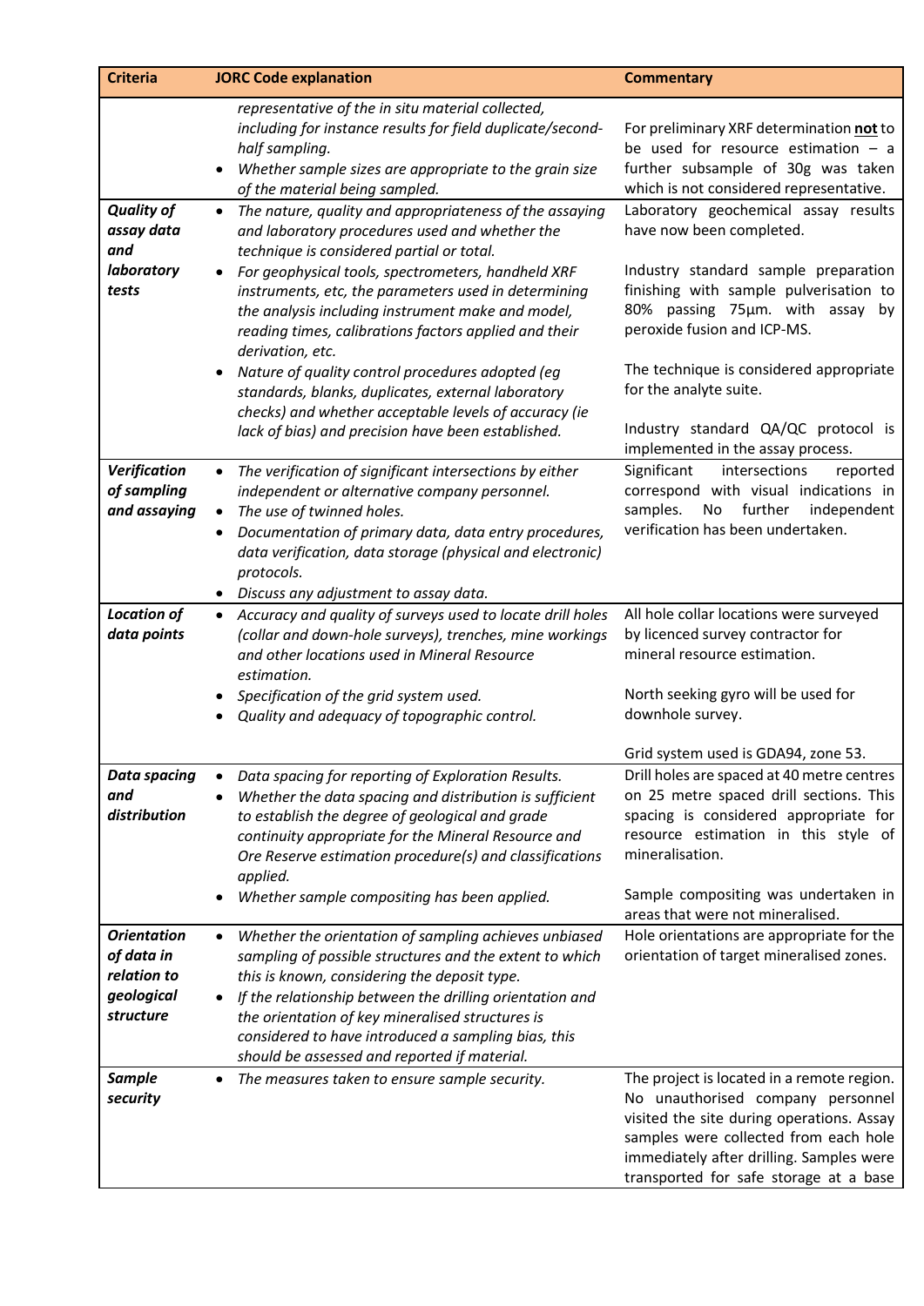| Criteria | JORC Code explanation | Commentary |
|---|---|---|
| | *representative of the in situ material collected, including for instance results for field duplicate/second-half sampling.*<br>• *Whether sample sizes are appropriate to the grain size of the material being sampled.* | For preliminary XRF determination **not** to be used for resource estimation – a further subsample of 30g was taken which is not considered representative. |
| ***Quality of assay data and laboratory tests*** | • *The nature, quality and appropriateness of the assaying and laboratory procedures used and whether the technique is considered partial or total.*<br>• *For geophysical tools, spectrometers, handheld XRF instruments, etc, the parameters used in determining the analysis including instrument make and model, reading times, calibrations factors applied and their derivation, etc.*<br>• *Nature of quality control procedures adopted (eg standards, blanks, duplicates, external laboratory checks) and whether acceptable levels of accuracy (ie lack of bias) and precision have been established.* | Laboratory geochemical assay results have now been completed.<br><br>Industry standard sample preparation finishing with sample pulverisation to 80% passing 75µm. with assay by peroxide fusion and ICP-MS.<br><br>The technique is considered appropriate for the analyte suite.<br><br>Industry standard QA/QC protocol is implemented in the assay process. |
| ***Verification of sampling and assaying*** | • *The verification of significant intersections by either independent or alternative company personnel.*<br>• *The use of twinned holes.*<br>• *Documentation of primary data, data entry procedures, data verification, data storage (physical and electronic) protocols.*<br>• *Discuss any adjustment to assay data.* | Significant intersections reported correspond with visual indications in samples. No further independent verification has been undertaken. |
| ***Location of data points*** | • *Accuracy and quality of surveys used to locate drill holes (collar and down-hole surveys), trenches, mine workings and other locations used in Mineral Resource estimation.*<br>• *Specification of the grid system used.*<br>• *Quality and adequacy of topographic control.* | All hole collar locations were surveyed by licenced survey contractor for mineral resource estimation.<br><br>North seeking gyro will be used for downhole survey.<br><br>Grid system used is GDA94, zone 53. |
| ***Data spacing and distribution*** | • *Data spacing for reporting of Exploration Results.*<br>• *Whether the data spacing and distribution is sufficient to establish the degree of geological and grade continuity appropriate for the Mineral Resource and Ore Reserve estimation procedure(s) and classifications applied.*<br>• *Whether sample compositing has been applied.* | Drill holes are spaced at 40 metre centres on 25 metre spaced drill sections. This spacing is considered appropriate for resource estimation in this style of mineralisation.<br><br>Sample compositing was undertaken in areas that were not mineralised. |
| ***Orientation of data in relation to geological structure*** | • *Whether the orientation of sampling achieves unbiased sampling of possible structures and the extent to which this is known, considering the deposit type.*<br>• *If the relationship between the drilling orientation and the orientation of key mineralised structures is considered to have introduced a sampling bias, this should be assessed and reported if material.* | Hole orientations are appropriate for the orientation of target mineralised zones. |
| ***Sample security*** | • *The measures taken to ensure sample security.* | The project is located in a remote region. No unauthorised company personnel visited the site during operations. Assay samples were collected from each hole immediately after drilling. Samples were transported for safe storage at a base |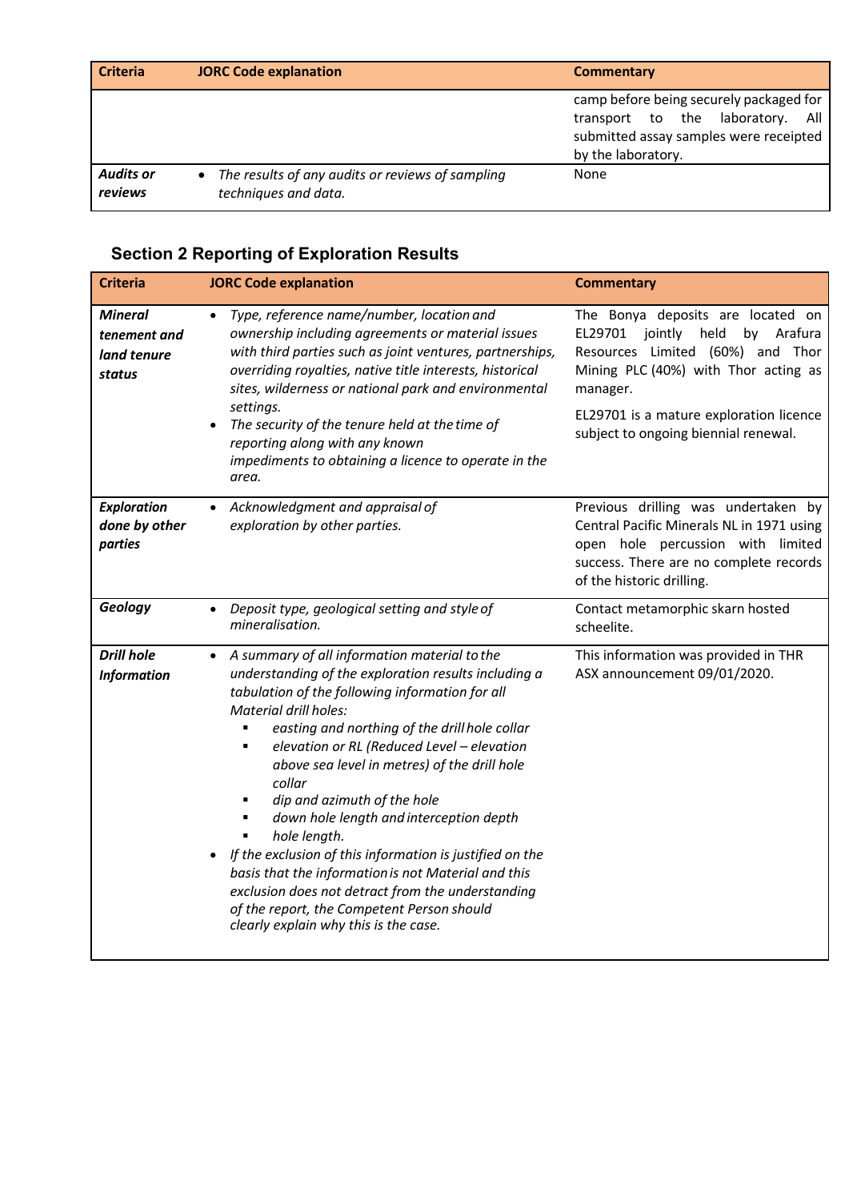| Criteria | JORC Code explanation | Commentary |
|---|---|---|
| | | camp before being securely packaged for transport to the laboratory. All submitted assay samples were receipted by the laboratory. |
| ***Audits or reviews*** | • *The results of any audits or reviews of sampling techniques and data.* | None |

### Section 2 Reporting of Exploration Results

| Criteria | JORC Code explanation | Commentary |
|---|---|---|
| ***Mineral tenement and land tenure status*** | • *Type, reference name/number, location and ownership including agreements or material issues with third parties such as joint ventures, partnerships, overriding royalties, native title interests, historical sites, wilderness or national park and environmental settings.*<br>• *The security of the tenure held at the time of reporting along with any known impediments to obtaining a licence to operate in the area.* | The Bonya deposits are located on EL29701 jointly held by Arafura Resources Limited (60%) and Thor Mining PLC (40%) with Thor acting as manager.<br><br>EL29701 is a mature exploration licence subject to ongoing biennial renewal. |
| ***Exploration done by other parties*** | • *Acknowledgment and appraisal of exploration by other parties.* | Previous drilling was undertaken by Central Pacific Minerals NL in 1971 using open hole percussion with limited success. There are no complete records of the historic drilling. |
| ***Geology*** | • *Deposit type, geological setting and style of mineralisation.* | Contact metamorphic skarn hosted scheelite. |
| ***Drill hole Information*** | • *A summary of all information material to the understanding of the exploration results including a tabulation of the following information for all Material drill holes:*<br>  ▪ *easting and northing of the drill hole collar*<br>  ▪ *elevation or RL (Reduced Level – elevation above sea level in metres) of the drill hole collar*<br>  ▪ *dip and azimuth of the hole*<br>  ▪ *down hole length and interception depth*<br>  ▪ *hole length.*<br>• *If the exclusion of this information is justified on the basis that the information is not Material and this exclusion does not detract from the understanding of the report, the Competent Person should clearly explain why this is the case.* | This information was provided in THR ASX announcement 09/01/2020. |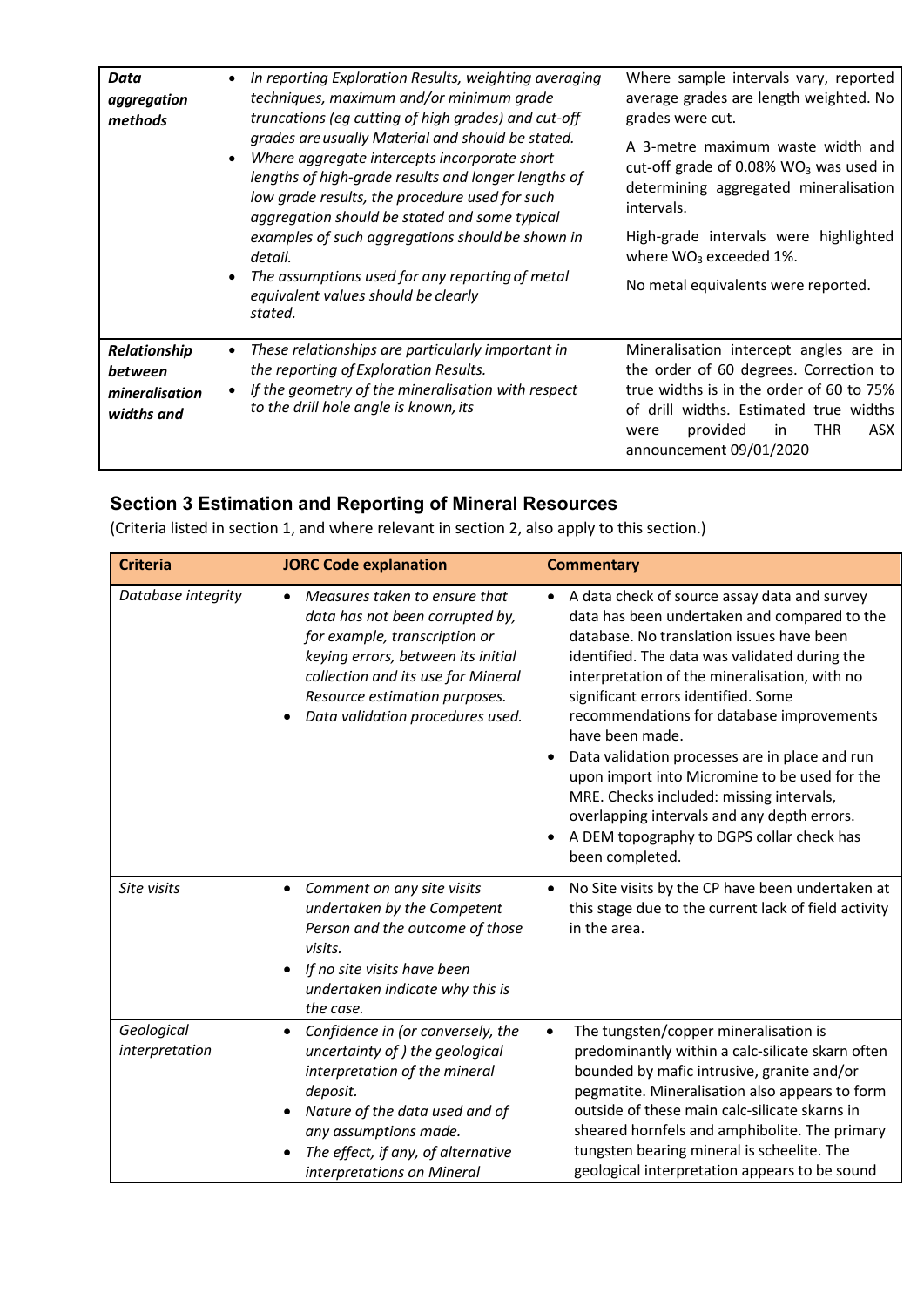| | | |
|---|---|---|
| ***Data aggregation methods*** | • *In reporting Exploration Results, weighting averaging techniques, maximum and/or minimum grade truncations (eg cutting of high grades) and cut-off grades are usually Material and should be stated.*<br>• *Where aggregate intercepts incorporate short lengths of high-grade results and longer lengths of low grade results, the procedure used for such aggregation should be stated and some typical examples of such aggregations should be shown in detail.*<br>• *The assumptions used for any reporting of metal equivalent values should be clearly stated.* | Where sample intervals vary, reported average grades are length weighted. No grades were cut.<br><br>A 3-metre maximum waste width and cut-off grade of 0.08% $WO_3$ was used in determining aggregated mineralisation intervals.<br><br>High-grade intervals were highlighted where $WO_3$ exceeded 1%.<br><br>No metal equivalents were reported. |
| ***Relationship between mineralisation widths and*** | • *These relationships are particularly important in the reporting of Exploration Results.*<br>• *If the geometry of the mineralisation with respect to the drill hole angle is known, its* | Mineralisation intercept angles are in the order of 60 degrees. Correction to true widths is in the order of 60 to 75% of drill widths. Estimated true widths were provided in THR ASX announcement 09/01/2020 |

## Section 3 Estimation and Reporting of Mineral Resources

(Criteria listed in section 1, and where relevant in section 2, also apply to this section.)

| Criteria | JORC Code explanation | Commentary |
|---|---|---|
| *Database integrity* | • *Measures taken to ensure that data has not been corrupted by, for example, transcription or keying errors, between its initial collection and its use for Mineral Resource estimation purposes.*<br>• *Data validation procedures used.* | • A data check of source assay data and survey data has been undertaken and compared to the database. No translation issues have been identified. The data was validated during the interpretation of the mineralisation, with no significant errors identified. Some recommendations for database improvements have been made.<br>• Data validation processes are in place and run upon import into Micromine to be used for the MRE. Checks included: missing intervals, overlapping intervals and any depth errors.<br>• A DEM topography to DGPS collar check has been completed. |
| *Site visits* | • *Comment on any site visits undertaken by the Competent Person and the outcome of those visits.*<br>• *If no site visits have been undertaken indicate why this is the case.* | • No Site visits by the CP have been undertaken at this stage due to the current lack of field activity in the area. |
| *Geological interpretation* | • *Confidence in (or conversely, the uncertainty of ) the geological interpretation of the mineral deposit.*<br>• *Nature of the data used and of any assumptions made.*<br>• *The effect, if any, of alternative interpretations on Mineral* | • The tungsten/copper mineralisation is predominantly within a calc-silicate skarn often bounded by mafic intrusive, granite and/or pegmatite. Mineralisation also appears to form outside of these main calc-silicate skarns in sheared hornfels and amphibolite. The primary tungsten bearing mineral is scheelite. The geological interpretation appears to be sound |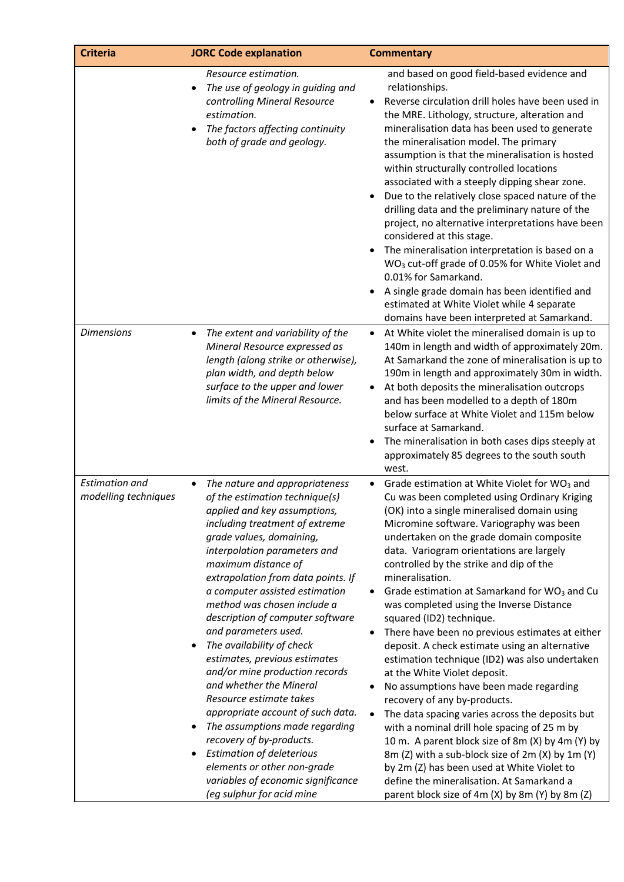| Criteria | JORC Code explanation | Commentary |
|---|---|---|
| | *Resource estimation.*<br>• *The use of geology in guiding and controlling Mineral Resource estimation.*<br>• *The factors affecting continuity both of grade and geology.* | and based on good field-based evidence and relationships.<br>• Reverse circulation drill holes have been used in the MRE. Lithology, structure, alteration and mineralisation data has been used to generate the mineralisation model. The primary assumption is that the mineralisation is hosted within structurally controlled locations associated with a steeply dipping shear zone.<br>• Due to the relatively close spaced nature of the drilling data and the preliminary nature of the project, no alternative interpretations have been considered at this stage.<br>• The mineralisation interpretation is based on a $WO_3$ cut-off grade of 0.05% for White Violet and 0.01% for Samarkand.<br>• A single grade domain has been identified and estimated at White Violet while 4 separate domains have been interpreted at Samarkand. |
| *Dimensions* | • *The extent and variability of the Mineral Resource expressed as length (along strike or otherwise), plan width, and depth below surface to the upper and lower limits of the Mineral Resource.* | • At White violet the mineralised domain is up to 140m in length and width of approximately 20m. At Samarkand the zone of mineralisation is up to 190m in length and approximately 30m in width.<br>• At both deposits the mineralisation outcrops and has been modelled to a depth of 180m below surface at White Violet and 115m below surface at Samarkand.<br>• The mineralisation in both cases dips steeply at approximately 85 degrees to the south south west. |
| *Estimation and modelling techniques* | • *The nature and appropriateness of the estimation technique(s) applied and key assumptions, including treatment of extreme grade values, domaining, interpolation parameters and maximum distance of extrapolation from data points. If a computer assisted estimation method was chosen include a description of computer software and parameters used.*<br>• *The availability of check estimates, previous estimates and/or mine production records and whether the Mineral Resource estimate takes appropriate account of such data.*<br>• *The assumptions made regarding recovery of by-products.*<br>• *Estimation of deleterious elements or other non-grade variables of economic significance (eg sulphur for acid mine* | • Grade estimation at White Violet for $WO_3$ and Cu was been completed using Ordinary Kriging (OK) into a single mineralised domain using Micromine software. Variography was been undertaken on the grade domain composite data. Variogram orientations are largely controlled by the strike and dip of the mineralisation.<br>• Grade estimation at Samarkand for $WO_3$ and Cu was completed using the Inverse Distance squared (ID2) technique.<br>• There have been no previous estimates at either deposit. A check estimate using an alternative estimation technique (ID2) was also undertaken at the White Violet deposit.<br>• No assumptions have been made regarding recovery of any by-products.<br>• The data spacing varies across the deposits but with a nominal drill hole spacing of 25 m by 10 m. A parent block size of 8m (X) by 4m (Y) by 8m (Z) with a sub-block size of 2m (X) by 1m (Y) by 2m (Z) has been used at White Violet to define the mineralisation. At Samarkand a parent block size of 4m (X) by 8m (Y) by 8m (Z) |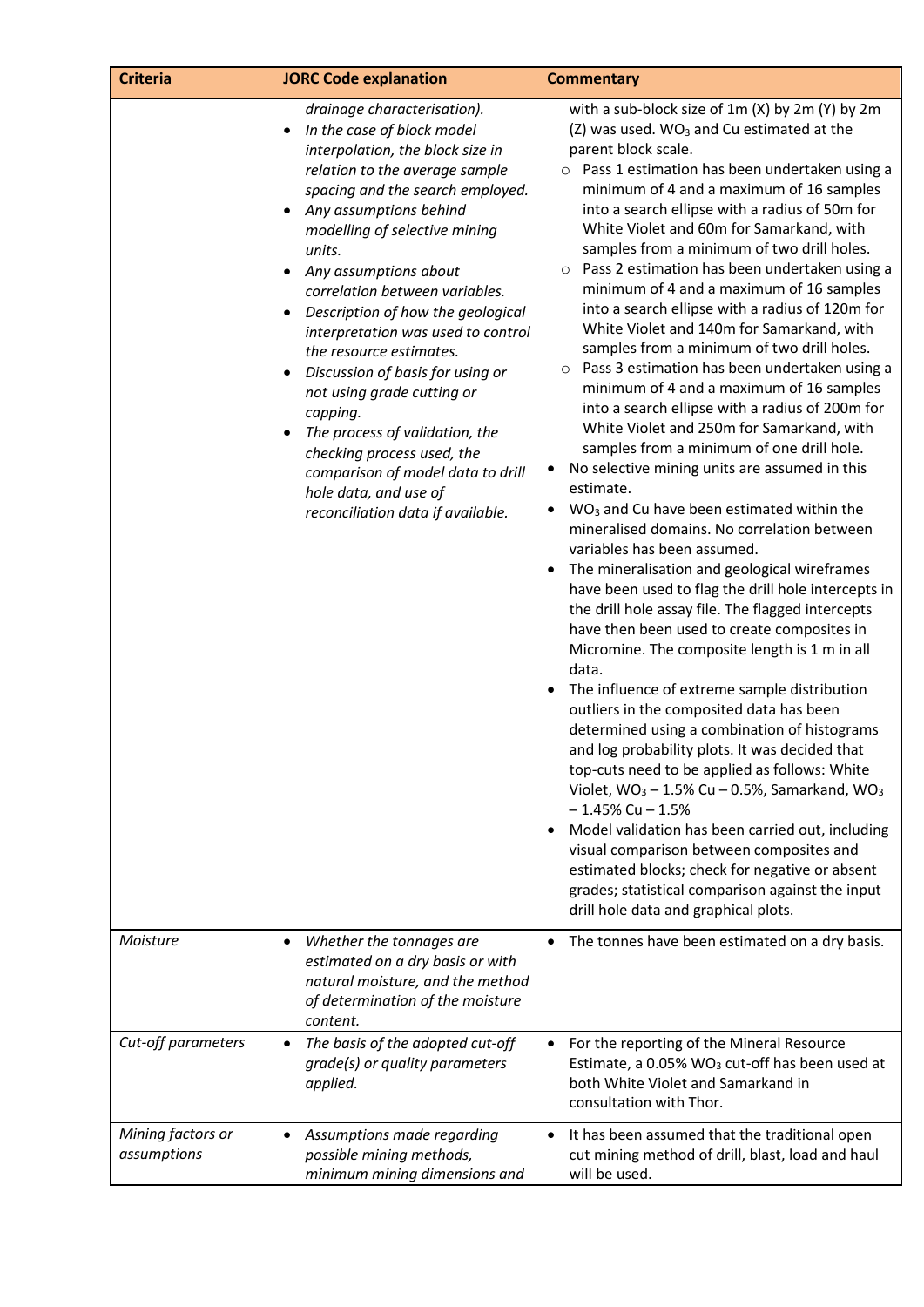| Criteria | JORC Code explanation | Commentary |
|---|---|---|
| | *drainage characterisation).*<br>• *In the case of block model interpolation, the block size in relation to the average sample spacing and the search employed.*<br>• *Any assumptions behind modelling of selective mining units.*<br>• *Any assumptions about correlation between variables.*<br>• *Description of how the geological interpretation was used to control the resource estimates.*<br>• *Discussion of basis for using or not using grade cutting or capping.*<br>• *The process of validation, the checking process used, the comparison of model data to drill hole data, and use of reconciliation data if available.* | with a sub-block size of 1m (X) by 2m (Y) by 2m (Z) was used. $WO_3$ and Cu estimated at the parent block scale.<br>○ Pass 1 estimation has been undertaken using a minimum of 4 and a maximum of 16 samples into a search ellipse with a radius of 50m for White Violet and 60m for Samarkand, with samples from a minimum of two drill holes.<br>○ Pass 2 estimation has been undertaken using a minimum of 4 and a maximum of 16 samples into a search ellipse with a radius of 120m for White Violet and 140m for Samarkand, with samples from a minimum of two drill holes.<br>○ Pass 3 estimation has been undertaken using a minimum of 4 and a maximum of 16 samples into a search ellipse with a radius of 200m for White Violet and 250m for Samarkand, with samples from a minimum of one drill hole.<br>• No selective mining units are assumed in this estimate.<br>• $WO_3$ and Cu have been estimated within the mineralised domains. No correlation between variables has been assumed.<br>• The mineralisation and geological wireframes have been used to flag the drill hole intercepts in the drill hole assay file. The flagged intercepts have then been used to create composites in Micromine. The composite length is 1 m in all data.<br>• The influence of extreme sample distribution outliers in the composited data has been determined using a combination of histograms and log probability plots. It was decided that top-cuts need to be applied as follows: White Violet, $WO_3$ – 1.5% Cu – 0.5%, Samarkand, $WO_3$ – 1.45% Cu – 1.5%<br>• Model validation has been carried out, including visual comparison between composites and estimated blocks; check for negative or absent grades; statistical comparison against the input drill hole data and graphical plots. |
| *Moisture* | • *Whether the tonnages are estimated on a dry basis or with natural moisture, and the method of determination of the moisture content.* | • The tonnes have been estimated on a dry basis. |
| *Cut-off parameters* | • *The basis of the adopted cut-off grade(s) or quality parameters applied.* | • For the reporting of the Mineral Resource Estimate, a 0.05% $WO_3$ cut-off has been used at both White Violet and Samarkand in consultation with Thor. |
| *Mining factors or assumptions* | • *Assumptions made regarding possible mining methods, minimum mining dimensions and* | • It has been assumed that the traditional open cut mining method of drill, blast, load and haul will be used. |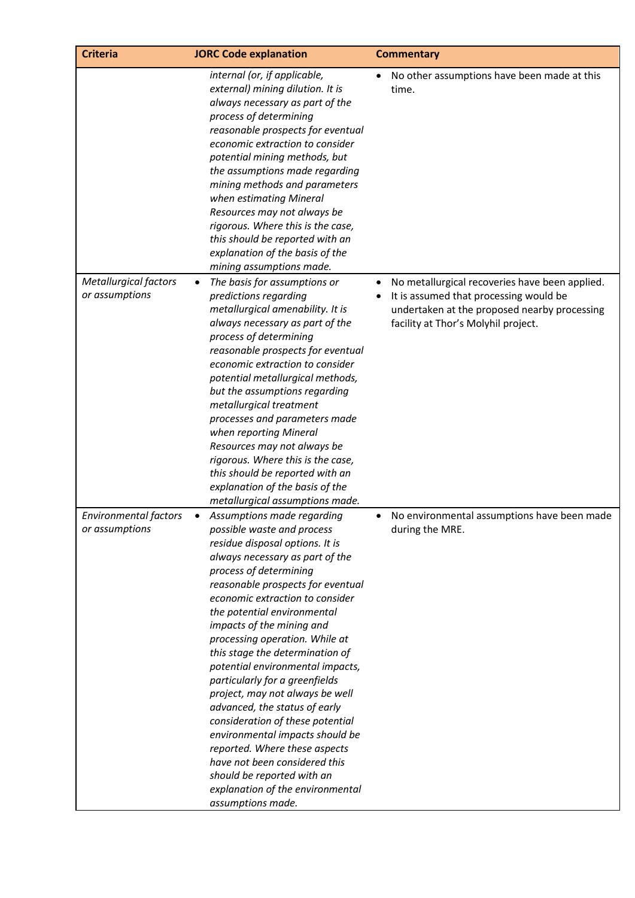| Criteria | JORC Code explanation | Commentary |
|---|---|---|
| | *internal (or, if applicable, external) mining dilution. It is always necessary as part of the process of determining reasonable prospects for eventual economic extraction to consider potential mining methods, but the assumptions made regarding mining methods and parameters when estimating Mineral Resources may not always be rigorous. Where this is the case, this should be reported with an explanation of the basis of the mining assumptions made.* | • No other assumptions have been made at this time. |
| *Metallurgical factors or assumptions* | • *The basis for assumptions or predictions regarding metallurgical amenability. It is always necessary as part of the process of determining reasonable prospects for eventual economic extraction to consider potential metallurgical methods, but the assumptions regarding metallurgical treatment processes and parameters made when reporting Mineral Resources may not always be rigorous. Where this is the case, this should be reported with an explanation of the basis of the metallurgical assumptions made.* | • No metallurgical recoveries have been applied.<br>• It is assumed that processing would be undertaken at the proposed nearby processing facility at Thor's Molyhil project. |
| *Environmental factors or assumptions* | • *Assumptions made regarding possible waste and process residue disposal options. It is always necessary as part of the process of determining reasonable prospects for eventual economic extraction to consider the potential environmental impacts of the mining and processing operation. While at this stage the determination of potential environmental impacts, particularly for a greenfields project, may not always be well advanced, the status of early consideration of these potential environmental impacts should be reported. Where these aspects have not been considered this should be reported with an explanation of the environmental assumptions made.* | • No environmental assumptions have been made during the MRE. |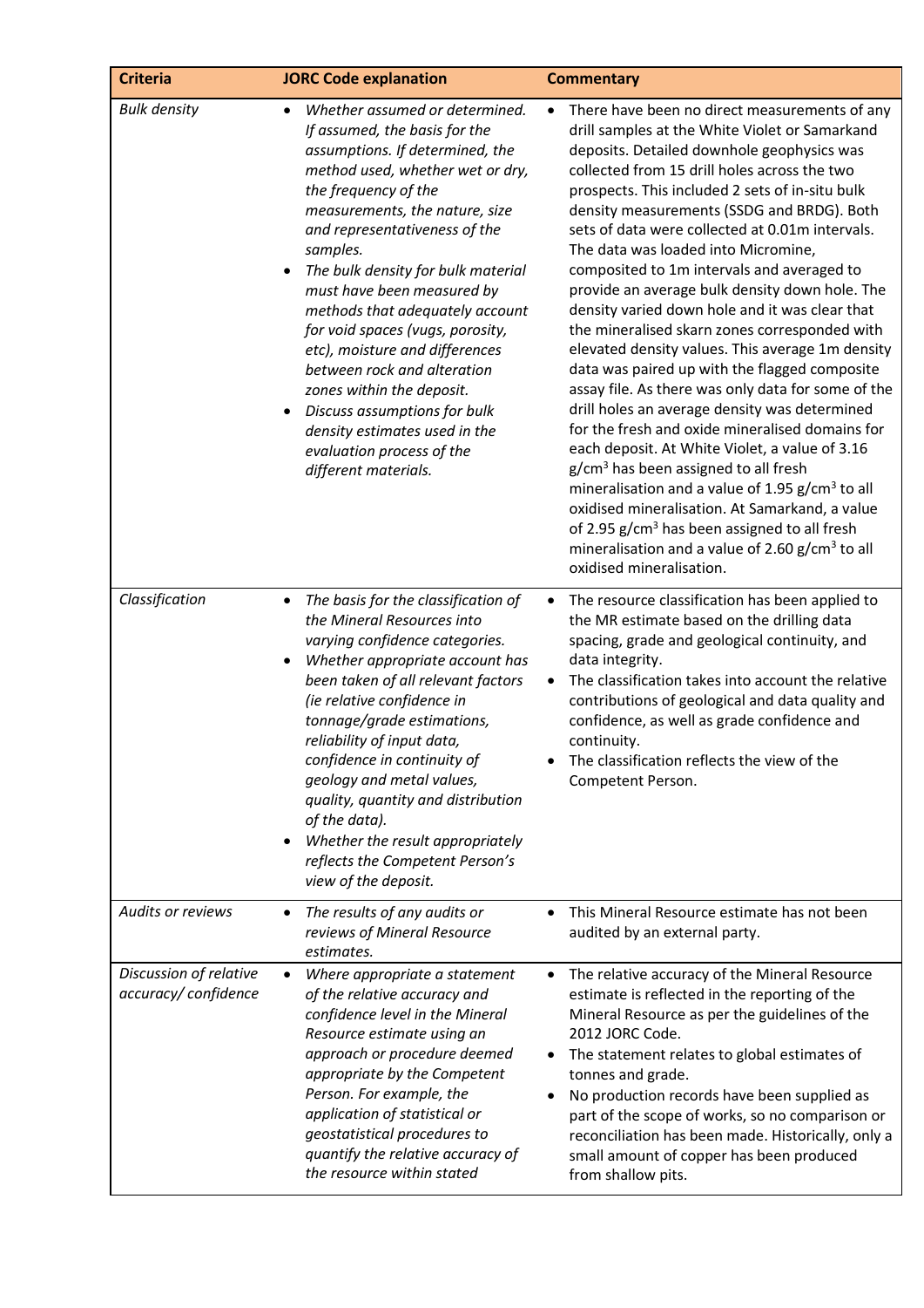| Criteria | JORC Code explanation | Commentary |
|---|---|---|
| *Bulk density* | • *Whether assumed or determined. If assumed, the basis for the assumptions. If determined, the method used, whether wet or dry, the frequency of the measurements, the nature, size and representativeness of the samples.*<br>• *The bulk density for bulk material must have been measured by methods that adequately account for void spaces (vugs, porosity, etc), moisture and differences between rock and alteration zones within the deposit.*<br>• *Discuss assumptions for bulk density estimates used in the evaluation process of the different materials.* | • There have been no direct measurements of any drill samples at the White Violet or Samarkand deposits. Detailed downhole geophysics was collected from 15 drill holes across the two prospects. This included 2 sets of in-situ bulk density measurements (SSDG and BRDG). Both sets of data were collected at 0.01m intervals. The data was loaded into Micromine, composited to 1m intervals and averaged to provide an average bulk density down hole. The density varied down hole and it was clear that the mineralised skarn zones corresponded with elevated density values. This average 1m density data was paired up with the flagged composite assay file. As there was only data for some of the drill holes an average density was determined for the fresh and oxide mineralised domains for each deposit. At White Violet, a value of 3.16 $g/cm^3$ has been assigned to all fresh mineralisation and a value of 1.95 $g/cm^3$ to all oxidised mineralisation. At Samarkand, a value of 2.95 $g/cm^3$ has been assigned to all fresh mineralisation and a value of 2.60 $g/cm^3$ to all oxidised mineralisation. |
| *Classification* | • *The basis for the classification of the Mineral Resources into varying confidence categories.*<br>• *Whether appropriate account has been taken of all relevant factors (ie relative confidence in tonnage/grade estimations, reliability of input data, confidence in continuity of geology and metal values, quality, quantity and distribution of the data).*<br>• *Whether the result appropriately reflects the Competent Person's view of the deposit.* | • The resource classification has been applied to the MR estimate based on the drilling data spacing, grade and geological continuity, and data integrity.<br>• The classification takes into account the relative contributions of geological and data quality and confidence, as well as grade confidence and continuity.<br>• The classification reflects the view of the Competent Person. |
| *Audits or reviews* | • *The results of any audits or reviews of Mineral Resource estimates.* | • This Mineral Resource estimate has not been audited by an external party. |
| *Discussion of relative accuracy/ confidence* | • *Where appropriate a statement of the relative accuracy and confidence level in the Mineral Resource estimate using an approach or procedure deemed appropriate by the Competent Person. For example, the application of statistical or geostatistical procedures to quantify the relative accuracy of the resource within stated* | • The relative accuracy of the Mineral Resource estimate is reflected in the reporting of the Mineral Resource as per the guidelines of the 2012 JORC Code.<br>• The statement relates to global estimates of tonnes and grade.<br>• No production records have been supplied as part of the scope of works, so no comparison or reconciliation has been made. Historically, only a small amount of copper has been produced from shallow pits. |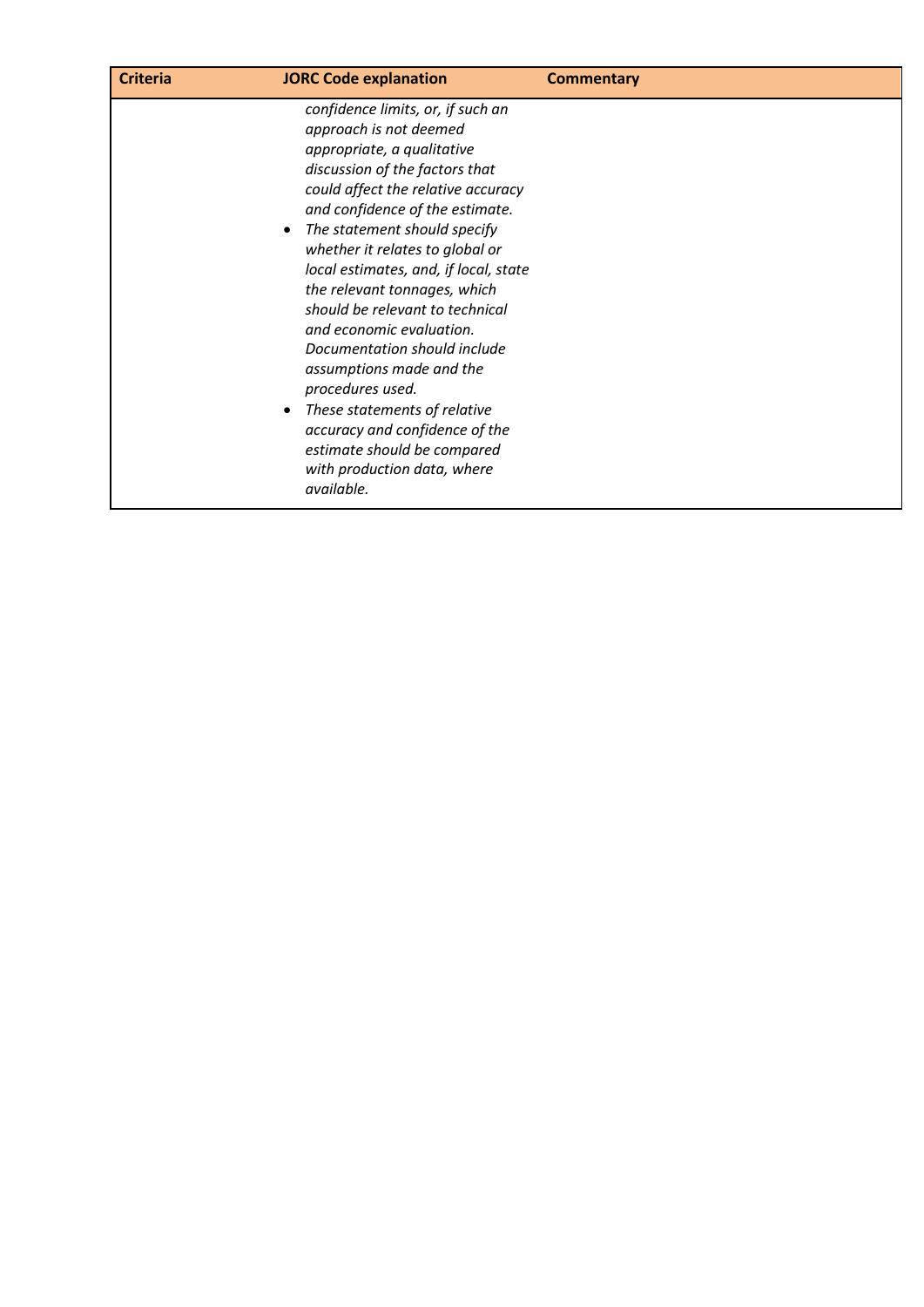| Criteria | JORC Code explanation | Commentary |
| --- | --- | --- |
| | *confidence limits, or, if such an approach is not deemed appropriate, a qualitative discussion of the factors that could affect the relative accuracy and confidence of the estimate.*<br>• *The statement should specify whether it relates to global or local estimates, and, if local, state the relevant tonnages, which should be relevant to technical and economic evaluation. Documentation should include assumptions made and the procedures used.*<br>• *These statements of relative accuracy and confidence of the estimate should be compared with production data, where available.* | |